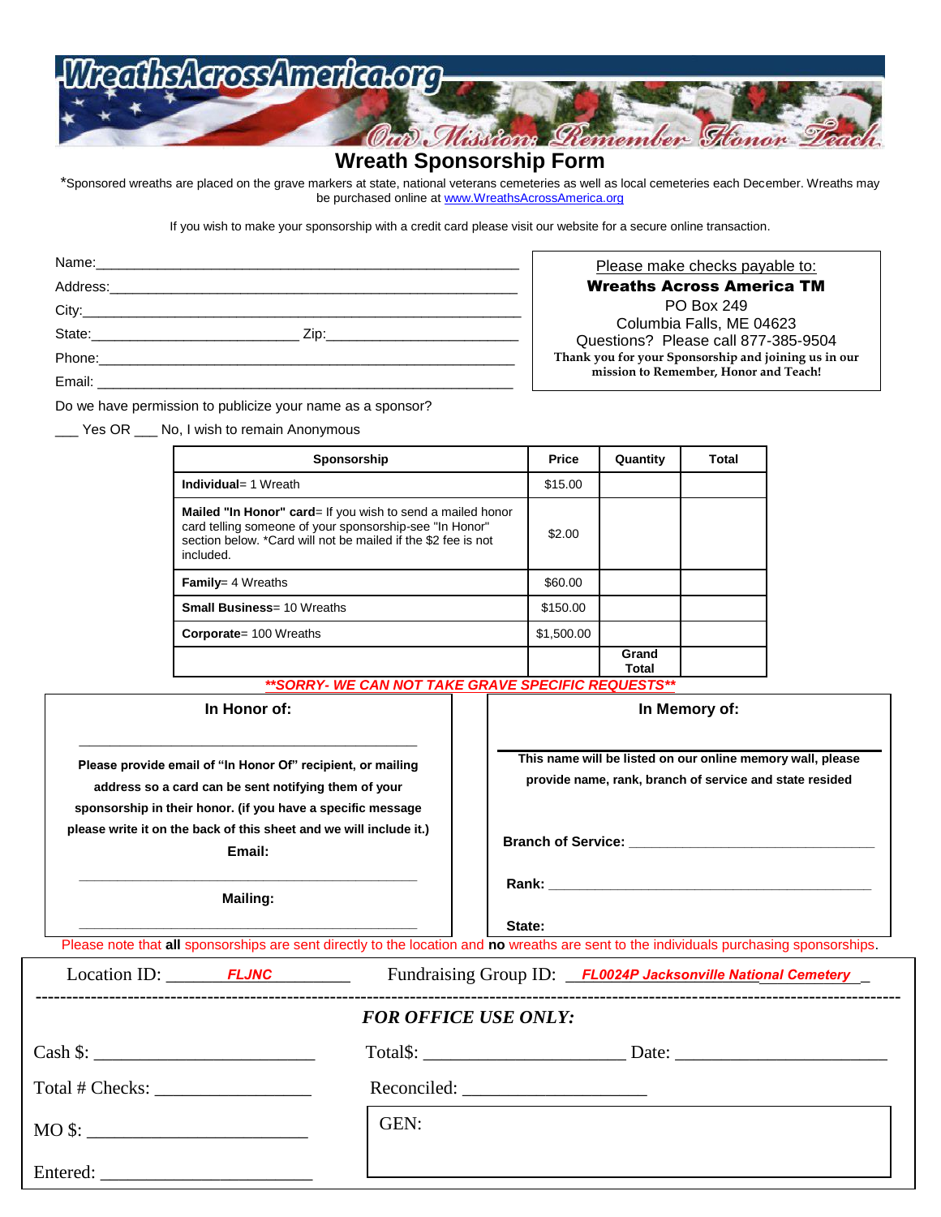WreathsAcrossAmerica.org

Our Mission: Remember Honor Teach

# Wreath Sponsorship Form

*Sponsored wreaths are placed on the grave markers at state, national veterans cemeteries as well as local cemeteries each December. Wreaths may be purchased online at www.WreathsAcrossAmerica.org

If you wish to make your sponsorship with a credit card please visit our website for a secure online transaction.

Name:______________________________________________________

Address:____________________________________________________

City:_______________________________________________________

State:__________________________ Zip:________________________

Phone:_____________________________________________________

Email: _____________________________________________________

Please make checks payable to:
**Wreaths Across America TM**
PO Box 249
Columbia Falls, ME 04623
Questions? Please call 877-385-9504
**Thank you for your Sponsorship and joining us in our mission to Remember, Honor and Teach!**

Do we have permission to publicize your name as a sponsor?

___ Yes OR ___ No, I wish to remain Anonymous

| Sponsorship | Price | Quantity | Total |
|---|---|---|---|
| **Individual**= 1 Wreath | $15.00 | | |
| **Mailed "In Honor" card**= If you wish to send a mailed honor card telling someone of your sponsorship-see "In Honor" section below. *Card will not be mailed if the $2 fee is not included. | $2.00 | | |
| **Family**= 4 Wreaths | $60.00 | | |
| **Small Business**= 10 Wreaths | $150.00 | | |
| **Corporate**= 100 Wreaths | $1,500.00 | | |
| | | **Grand Total** | |

***\*\*SORRY- WE CAN NOT TAKE GRAVE SPECIFIC REQUESTS\*\****

**In Honor of:**

_____________________________________________

**Please provide email of "In Honor Of" recipient, or mailing address so a card can be sent notifying them of your sponsorship in their honor. (if you have a specific message please write it on the back of this sheet and we will include it.)**

**Email:**

_____________________________________________

**Mailing:**

_____________________________________________

**In Memory of:**

_____________________________________________

**This name will be listed on our online memory wall, please provide name, rank, branch of service and state resided**

**Branch of Service:** ______________________________

**Rank:** ______________________________________

**State:**

Please note that **all** sponsorships are sent directly to the location and **no** wreaths are sent to the individuals purchasing sponsorships.

Location ID: ______***FLJNC***________ Fundraising Group ID: ___***FL0024P Jacksonville National Cemetery***__

---

***FOR OFFICE USE ONLY:***

Cash $: ________________________ Total$: _______________________ Date: _______________________

Total # Checks: _________________ Reconciled: _____________________

MO $: ________________________ GEN:

Entered: ________________________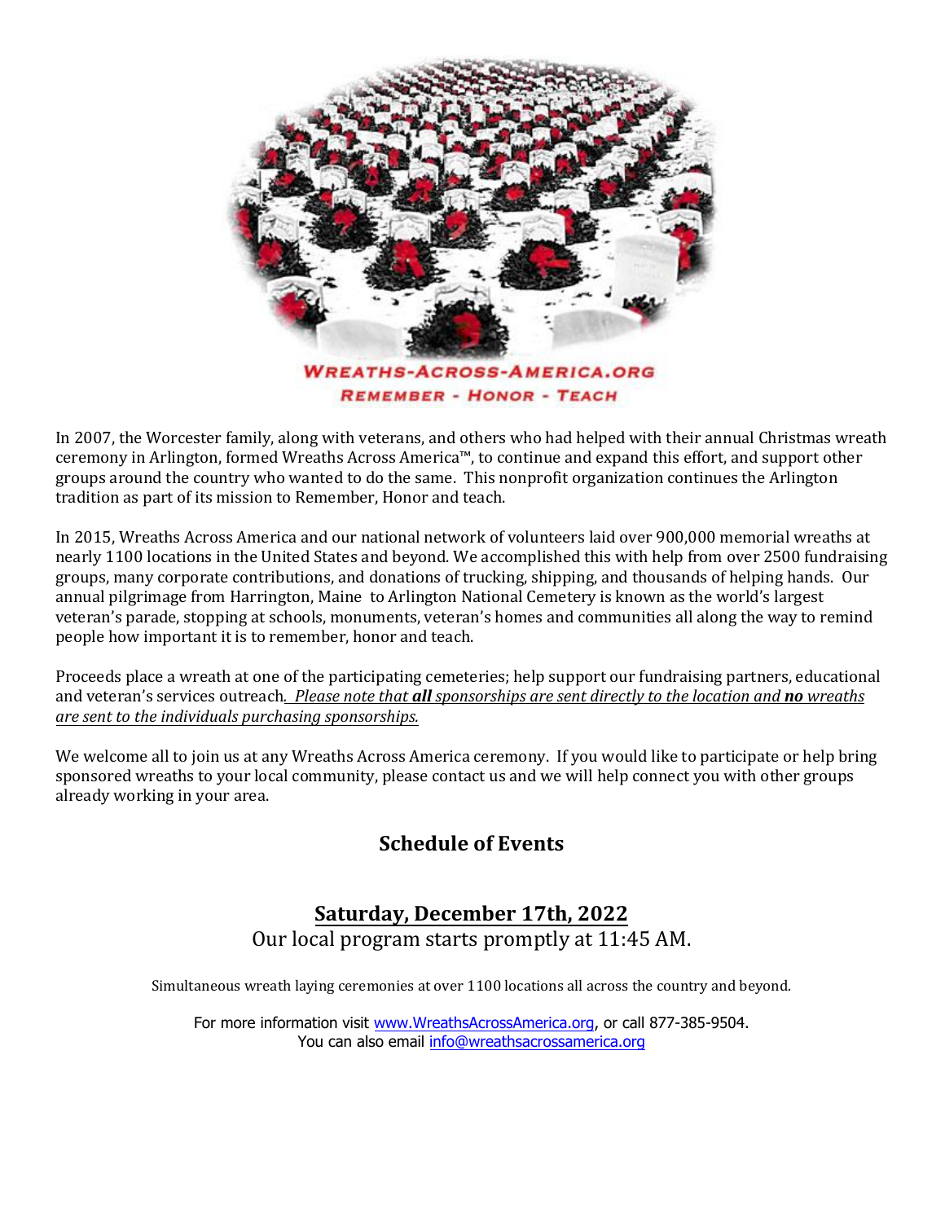WREATHS-ACROSS-AMERICA.ORG

REMEMBER - HONOR - TEACH

In 2007, the Worcester family, along with veterans, and others who had helped with their annual Christmas wreath ceremony in Arlington, formed Wreaths Across America™, to continue and expand this effort, and support other groups around the country who wanted to do the same. This nonprofit organization continues the Arlington tradition as part of its mission to Remember, Honor and teach.

In 2015, Wreaths Across America and our national network of volunteers laid over 900,000 memorial wreaths at nearly 1100 locations in the United States and beyond. We accomplished this with help from over 2500 fundraising groups, many corporate contributions, and donations of trucking, shipping, and thousands of helping hands. Our annual pilgrimage from Harrington, Maine to Arlington National Cemetery is known as the world's largest veteran's parade, stopping at schools, monuments, veteran's homes and communities all along the way to remind people how important it is to remember, honor and teach.

Proceeds place a wreath at one of the participating cemeteries; help support our fundraising partners, educational and veteran's services outreach. *Please note that **all** sponsorships are sent directly to the location and **no** wreaths are sent to the individuals purchasing sponsorships.*

We welcome all to join us at any Wreaths Across America ceremony. If you would like to participate or help bring sponsored wreaths to your local community, please contact us and we will help connect you with other groups already working in your area.

## Schedule of Events

### Saturday, December 17th, 2022

Our local program starts promptly at 11:45 AM.

Simultaneous wreath laying ceremonies at over 1100 locations all across the country and beyond.

For more information visit www.WreathsAcrossAmerica.org, or call 877-385-9504.
You can also email info@wreathsacrossamerica.org